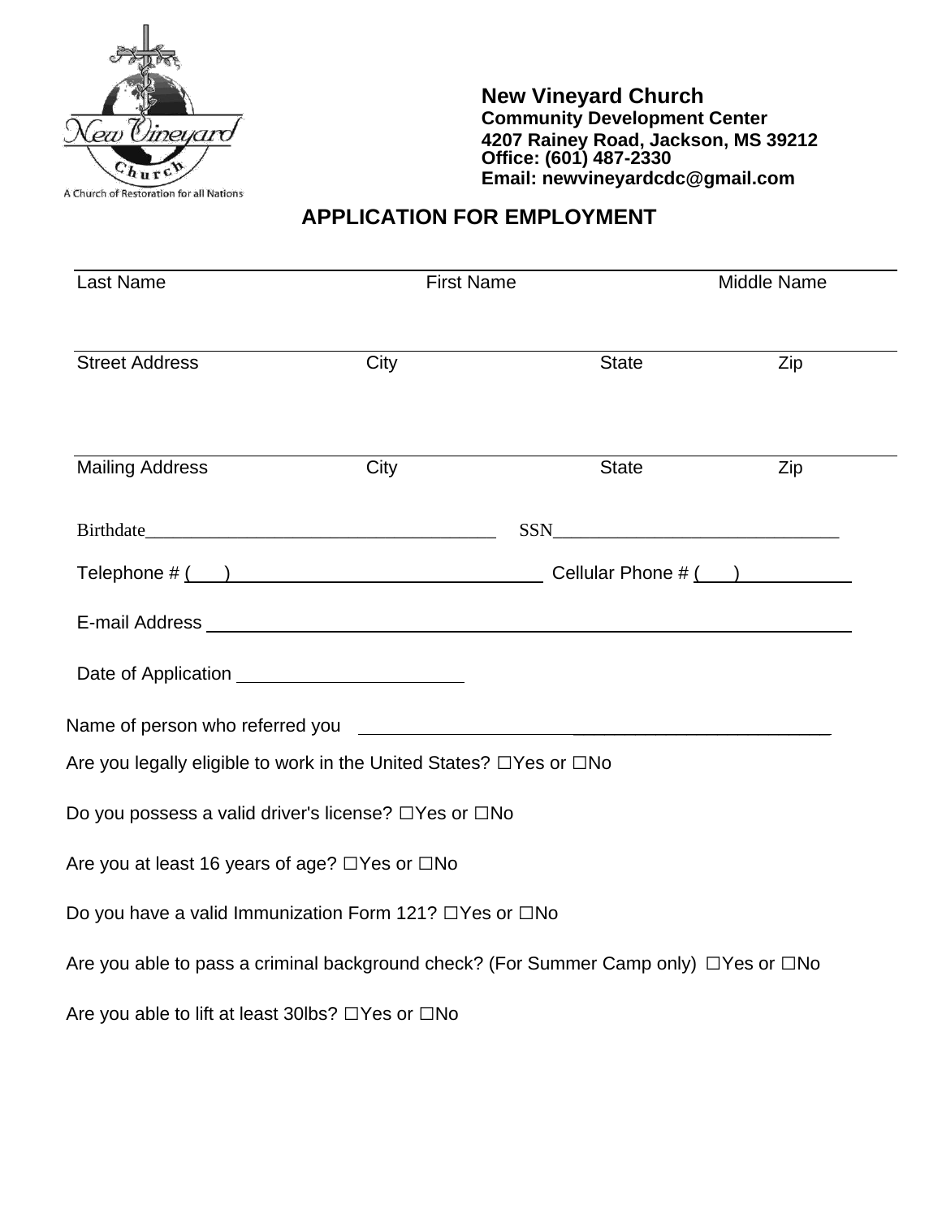**New Vineyard Church**
**Community Development Center**
**4207 Rainey Road, Jackson, MS 39212**
**Office: (601) 487-2330**
**Email: newvineyardcdc@gmail.com**

A Church of Restoration for all Nations

## APPLICATION FOR EMPLOYMENT

| Last Name | First Name | Middle Name |
|---|---|---|
| | | |

| Street Address | City | State | Zip |
|---|---|---|---|
| | | | |

| Mailing Address | City | State | Zip |
|---|---|---|---|
| | | | |

Birthdate_________________________ SSN_________________________

Telephone # (   ) _________________________ Cellular Phone # (   ) ____________

E-mail Address _________________________

Date of Application _________________________

Name of person who referred you _________________________

Are you legally eligible to work in the United States? ☐Yes or ☐No

Do you possess a valid driver's license? ☐Yes or ☐No

Are you at least 16 years of age? ☐Yes or ☐No

Do you have a valid Immunization Form 121? ☐Yes or ☐No

Are you able to pass a criminal background check? (For Summer Camp only) ☐Yes or ☐No

Are you able to lift at least 30lbs? ☐Yes or ☐No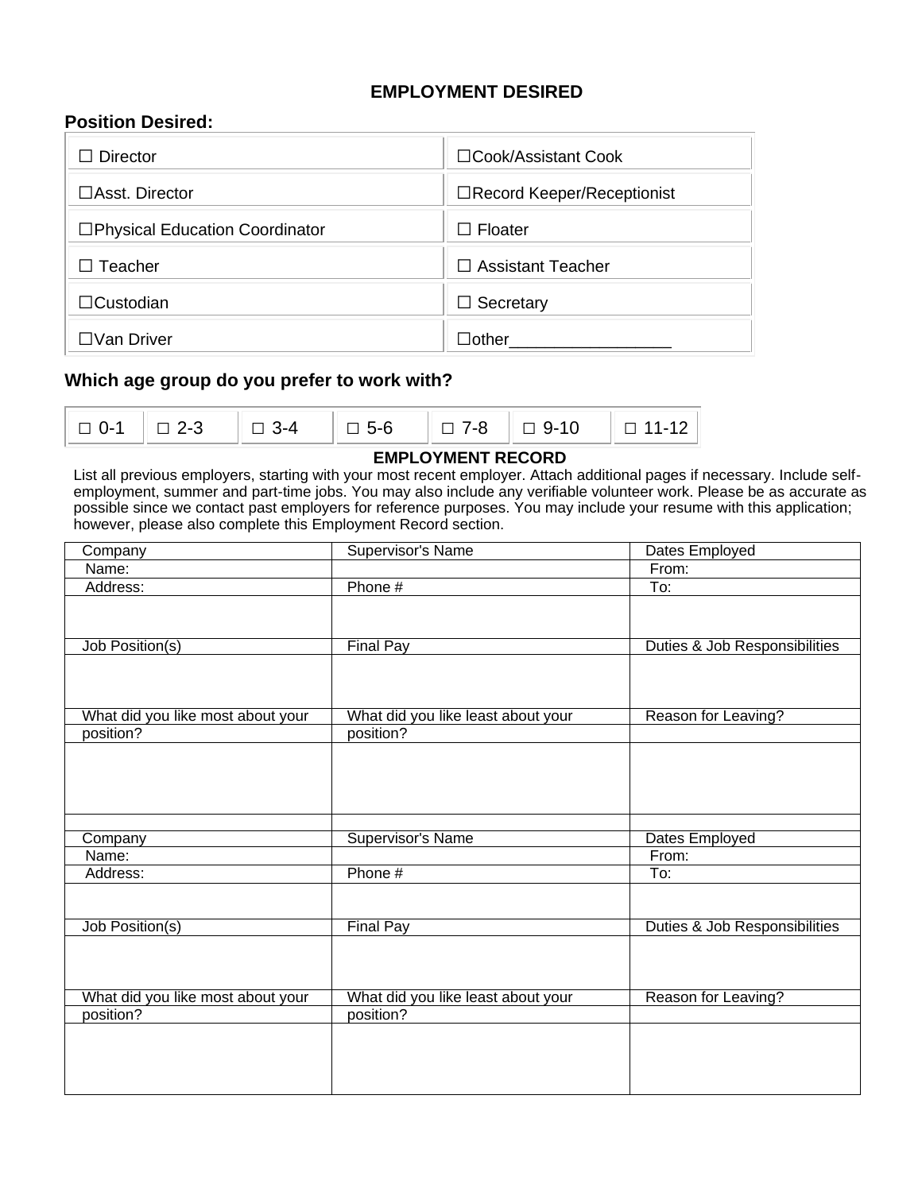## EMPLOYMENT DESIRED

### Position Desired:

| | |
|---|---|
| ☐ Director | ☐Cook/Assistant Cook |
| ☐Asst. Director | ☐Record Keeper/Receptionist |
| ☐Physical Education Coordinator | ☐ Floater |
| ☐ Teacher | ☐ Assistant Teacher |
| ☐Custodian | ☐ Secretary |
| ☐Van Driver | ☐other_________________ |

### Which age group do you prefer to work with?

| | | | | | | |
|---|---|---|---|---|---|---|
| ☐ 0-1 | ☐ 2-3 | ☐ 3-4 | ☐ 5-6 | ☐ 7-8 | ☐ 9-10 | ☐ 11-12 |

## EMPLOYMENT RECORD

List all previous employers, starting with your most recent employer. Attach additional pages if necessary. Include self-employment, summer and part-time jobs. You may also include any verifiable volunteer work. Please be as accurate as possible since we contact past employers for reference purposes. You may include your resume with this application; however, please also complete this Employment Record section.

| Company | Supervisor's Name | Dates Employed |
|---|---|---|
| Name: | | From: |
| Address: | Phone # | To: |
| | | |
| Job Position(s) | Final Pay | Duties & Job Responsibilities |
| | | |
| What did you like most about your position? | What did you like least about your position? | Reason for Leaving? |
| | | |
| | | |

| Company | Supervisor's Name | Dates Employed |
|---|---|---|
| Name: | | From: |
| Address: | Phone # | To: |
| | | |
| Job Position(s) | Final Pay | Duties & Job Responsibilities |
| | | |
| What did you like most about your position? | What did you like least about your position? | Reason for Leaving? |
| | | |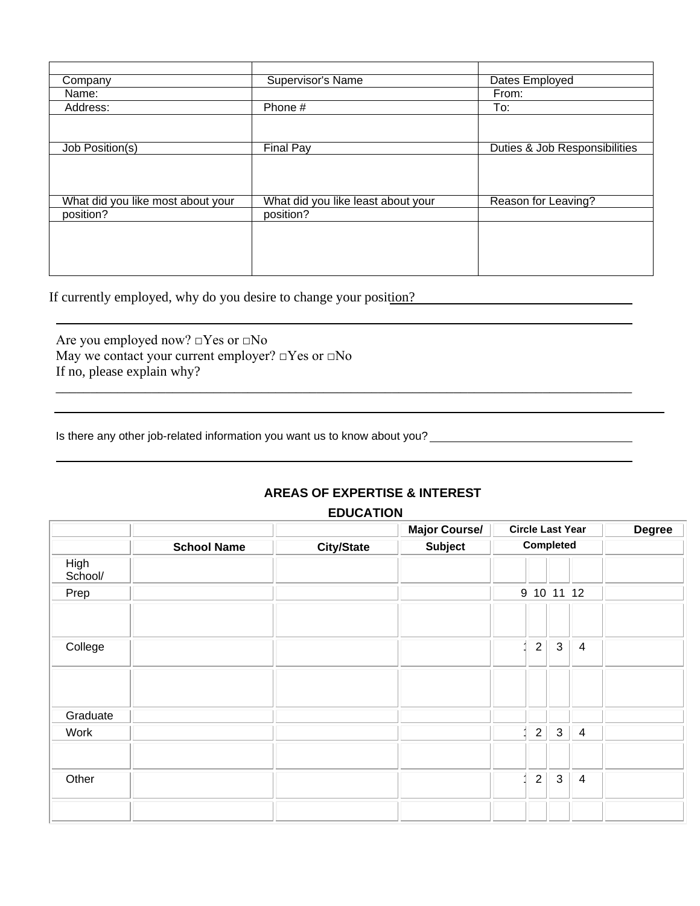| | | |
|---|---|---|
| Company | Supervisor's Name | Dates Employed |
| Name: | | From: |
| Address: | Phone # | To: |
| | | |
| Job Position(s) | Final Pay | Duties & Job Responsibilities |
| | | |
| What did you like most about your | What did you like least about your | Reason for Leaving? |
| position? | position? | |
| | | |

If currently employed, why do you desire to change your position? ______________________________

______________________________________________________________________________

Are you employed now? □Yes or □No
May we contact your current employer? □Yes or □No
If no, please explain why?

______________________________________________________________________________

______________________________________________________________________________

Is there any other job-related information you want us to know about you? ______________________________

______________________________________________________________________________

**AREAS OF EXPERTISE & INTEREST**

**EDUCATION**

| | | | Major Course/ | Circle Last Year | | | | Degree |
|---|---|---|---|---|---|---|---|---|
| | **School Name** | **City/State** | **Subject** | **Completed** | | | | |
| High School/ | | | | | | | | |
| Prep | | | | 9 | 10 | 11 | 12 | |
| | | | | | | | | |
| College | | | | 1 | 2 | 3 | 4 | |
| | | | | | | | | |
| Graduate | | | | | | | | |
| Work | | | | 1 | 2 | 3 | 4 | |
| | | | | | | | | |
| Other | | | | 1 | 2 | 3 | 4 | |
| | | | | | | | | |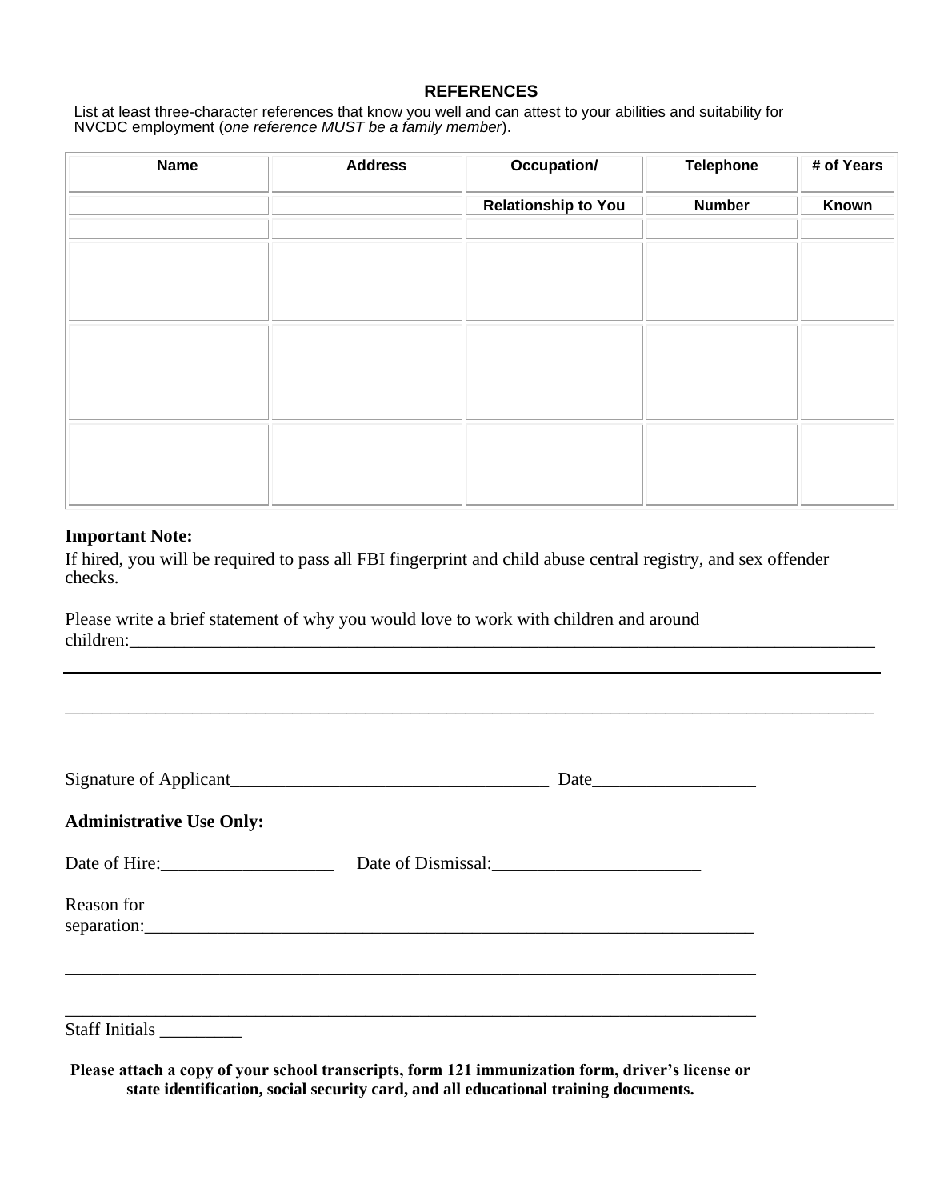## REFERENCES

List at least three-character references that know you well and can attest to your abilities and suitability for NVCDC employment (*one reference MUST be a family member*).

| Name | Address | Occupation/ Relationship to You | Telephone Number | # of Years Known |
|---|---|---|---|---|
| | | | | |
| | | | | |
| | | | | |
| | | | | |

**Important Note:**

If hired, you will be required to pass all FBI fingerprint and child abuse central registry, and sex offender checks.

Please write a brief statement of why you would love to work with children and around children:___________________________________________________________________________________________

___________________________________________________________________________________________

___________________________________________________________________________________________

Signature of Applicant___________________________________ Date__________________

**Administrative Use Only:**

Date of Hire:___________________ Date of Dismissal:_______________________

Reason for separation:_______________________________________________________________________

_____________________________________________________________________________

_____________________________________________________________________________

Staff Initials _________

**Please attach a copy of your school transcripts, form 121 immunization form, driver's license or state identification, social security card, and all educational training documents.**